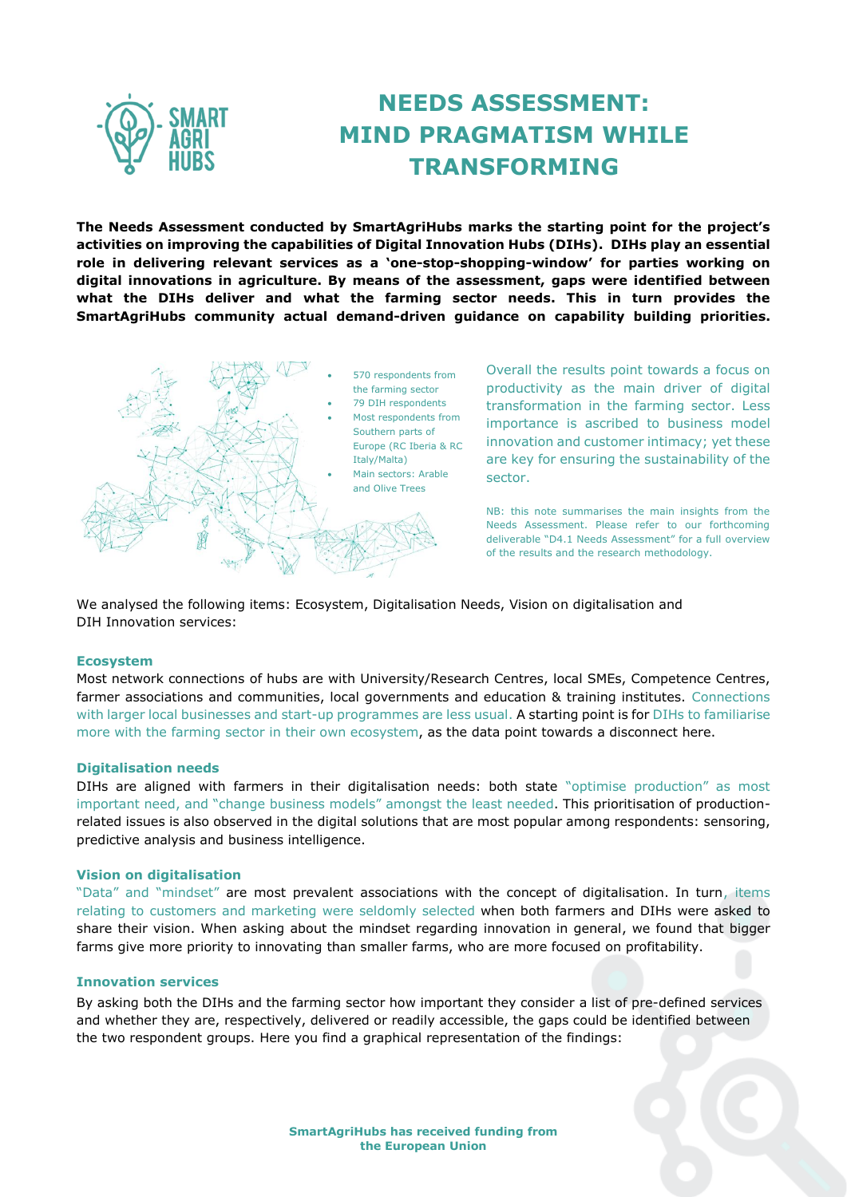# NEEDS ASSESSMENT: MIND PRAGMATISM WHILE TRANSFORMING

**The Needs Assessment conducted by SmartAgriHubs marks the starting point for the project's activities on improving the capabilities of Digital Innovation Hubs (DIHs). DIHs play an essential role in delivering relevant services as a 'one-stop-shopping-window' for parties working on digital innovations in agriculture. By means of the assessment, gaps were identified between what the DIHs deliver and what the farming sector needs. This in turn provides the SmartAgriHubs community actual demand-driven guidance on capability building priorities.**

- 570 respondents from the farming sector
- 79 DIH respondents
- Most respondents from Southern parts of Europe (RC Iberia & RC Italy/Malta)
- Main sectors: Arable and Olive Trees

Overall the results point towards a focus on productivity as the main driver of digital transformation in the farming sector. Less importance is ascribed to business model innovation and customer intimacy; yet these are key for ensuring the sustainability of the sector.

NB: this note summarises the main insights from the Needs Assessment. Please refer to our forthcoming deliverable "D4.1 Needs Assessment" for a full overview of the results and the research methodology.

We analysed the following items: Ecosystem, Digitalisation Needs, Vision on digitalisation and DIH Innovation services:

### Ecosystem

Most network connections of hubs are with University/Research Centres, local SMEs, Competence Centres, farmer associations and communities, local governments and education & training institutes. Connections with larger local businesses and start-up programmes are less usual. A starting point is for DIHs to familiarise more with the farming sector in their own ecosystem, as the data point towards a disconnect here.

### Digitalisation needs

DIHs are aligned with farmers in their digitalisation needs: both state "optimise production" as most important need, and "change business models" amongst the least needed. This prioritisation of production-related issues is also observed in the digital solutions that are most popular among respondents: sensoring, predictive analysis and business intelligence.

### Vision on digitalisation

"Data" and "mindset" are most prevalent associations with the concept of digitalisation. In turn, items relating to customers and marketing were seldomly selected when both farmers and DIHs were asked to share their vision. When asking about the mindset regarding innovation in general, we found that bigger farms give more priority to innovating than smaller farms, who are more focused on profitability.

### Innovation services

By asking both the DIHs and the farming sector how important they consider a list of pre-defined services and whether they are, respectively, delivered or readily accessible, the gaps could be identified between the two respondent groups. Here you find a graphical representation of the findings:

**SmartAgriHubs has received funding from the European Union**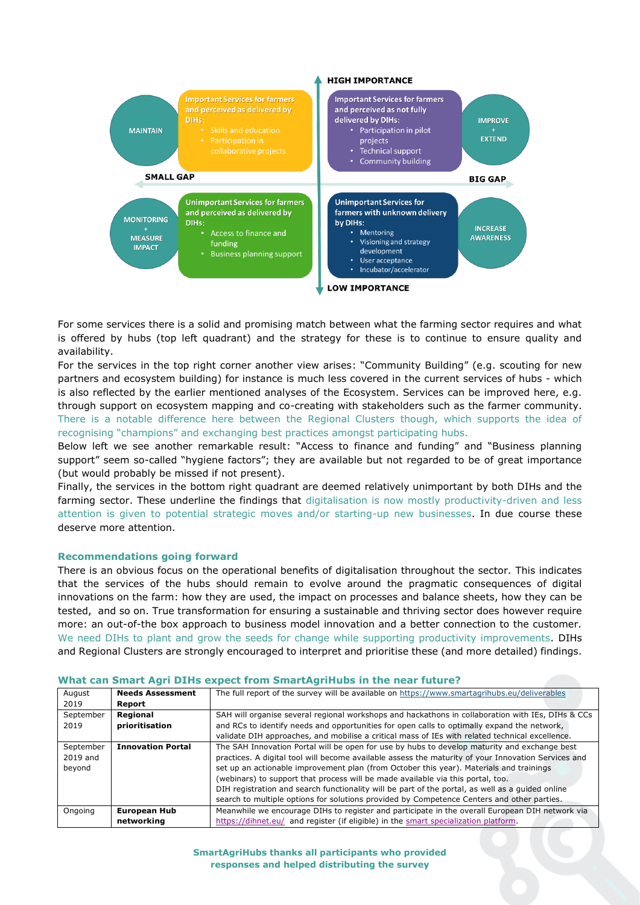HIGH IMPORTANCE

LOW IMPORTANCE

SMALL GAP

BIG GAP

MAINTAIN

Important Services for farmers and perceived as delivered by DIHs:
- Skills and education
- Participation in collaborative projects

Important Services for farmers and perceived as not fully delivered by DIHs:
- Participation in pilot projects
- Technical support
- Community building

IMPROVE + EXTEND

MONITORING + MEASURE IMPACT

Unimportant Services for farmers and perceived as delivered by DIHs:
- Access to finance and funding
- Business planning support

Unimportant Services for farmers with unknown delivery by DIHs:
- Mentoring
- Visioning and strategy development
- User acceptance
- Incubator/accelerator

INCREASE AWARENESS

For some services there is a solid and promising match between what the farming sector requires and what is offered by hubs (top left quadrant) and the strategy for these is to continue to ensure quality and availability.

For the services in the top right corner another view arises: "Community Building" (e.g. scouting for new partners and ecosystem building) for instance is much less covered in the current services of hubs - which is also reflected by the earlier mentioned analyses of the Ecosystem. Services can be improved here, e.g. through support on ecosystem mapping and co-creating with stakeholders such as the farmer community. There is a notable difference here between the Regional Clusters though, which supports the idea of recognising "champions" and exchanging best practices amongst participating hubs.

Below left we see another remarkable result: "Access to finance and funding" and "Business planning support" seem so-called "hygiene factors"; they are available but not regarded to be of great importance (but would probably be missed if not present).

Finally, the services in the bottom right quadrant are deemed relatively unimportant by both DIHs and the farming sector. These underline the findings that digitalisation is now mostly productivity-driven and less attention is given to potential strategic moves and/or starting-up new businesses. In due course these deserve more attention.

## Recommendations going forward

There is an obvious focus on the operational benefits of digitalisation throughout the sector. This indicates that the services of the hubs should remain to evolve around the pragmatic consequences of digital innovations on the farm: how they are used, the impact on processes and balance sheets, how they can be tested, and so on. True transformation for ensuring a sustainable and thriving sector does however require more: an out-of-the box approach to business model innovation and a better connection to the customer. We need DIHs to plant and grow the seeds for change while supporting productivity improvements. DIHs and Regional Clusters are strongly encouraged to interpret and prioritise these (and more detailed) findings.

## What can Smart Agri DIHs expect from SmartAgriHubs in the near future?

| | | |
|---|---|---|
| August 2019 | **Needs Assessment Report** | The full report of the survey will be available on https://www.smartagrihubs.eu/deliverables |
| September 2019 | **Regional prioritisation** | SAH will organise several regional workshops and hackathons in collaboration with IEs, DIHs & CCs and RCs to identify needs and opportunities for open calls to optimally expand the network, validate DIH approaches, and mobilise a critical mass of IEs with related technical excellence. |
| September 2019 and beyond | **Innovation Portal** | The SAH Innovation Portal will be open for use by hubs to develop maturity and exchange best practices. A digital tool will become available assess the maturity of your Innovation Services and set up an actionable improvement plan (from October this year). Materials and trainings (webinars) to support that process will be made available via this portal, too. DIH registration and search functionality will be part of the portal, as well as a guided online search to multiple options for solutions provided by Competence Centers and other parties. |
| Ongoing | **European Hub networking** | Meanwhile we encourage DIHs to register and participate in the overall European DIH network via https://dihnet.eu/ and register (if eligible) in the smart specialization platform. |

**SmartAgriHubs thanks all participants who provided responses and helped distributing the survey**